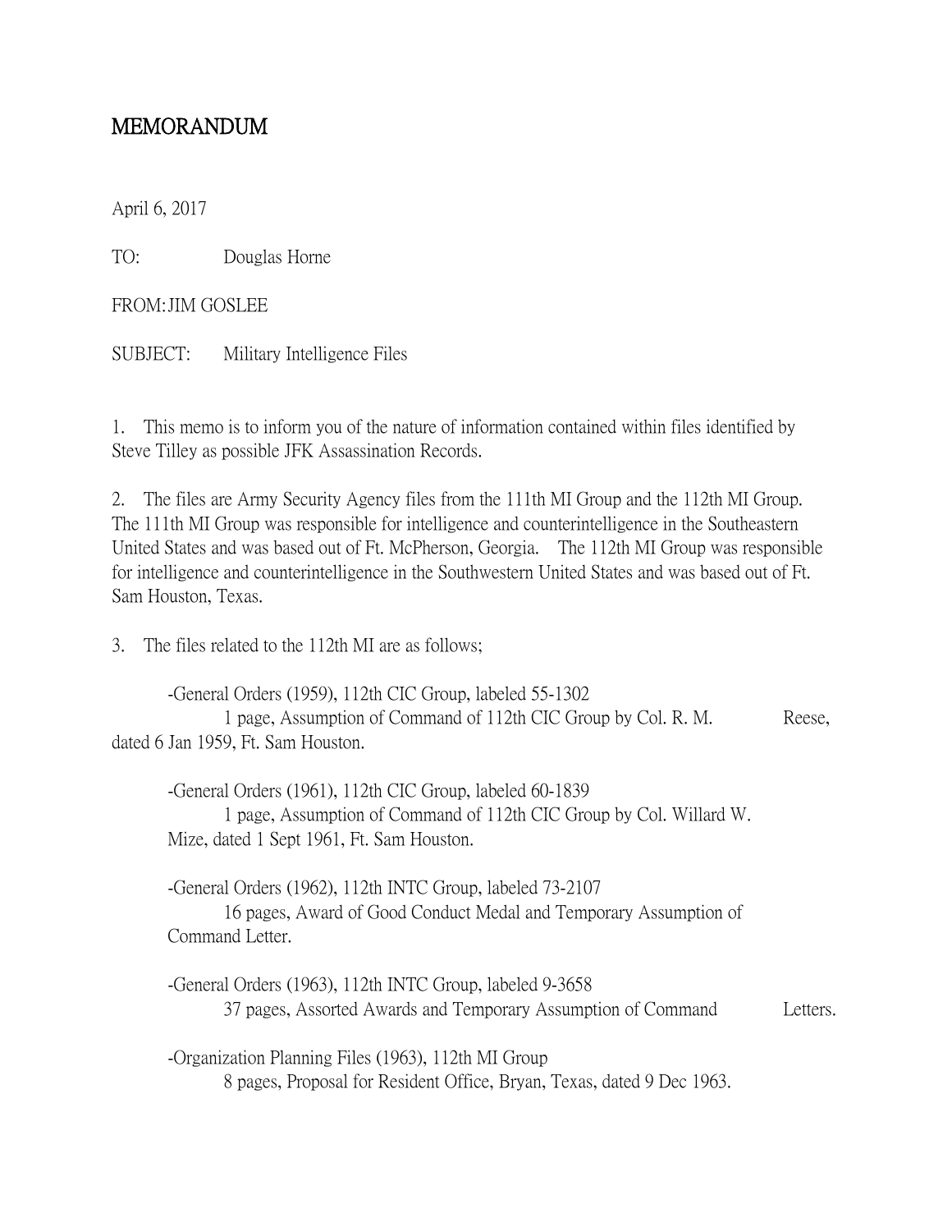# MEMORANDUM

April 6, 2017

TO: Douglas Horne

FROM: JIM GOSLEE

SUBJECT: Military Intelligence Files

1. This memo is to inform you of the nature of information contained within files identified by Steve Tilley as possible JFK Assassination Records.

2. The files are Army Security Agency files from the 111th MI Group and the 112th MI Group. The 111th MI Group was responsible for intelligence and counterintelligence in the Southeastern United States and was based out of Ft. McPherson, Georgia. The 112th MI Group was responsible for intelligence and counterintelligence in the Southwestern United States and was based out of Ft. Sam Houston, Texas.

3. The files related to the 112th MI are as follows;

-General Orders (1959), 112th CIC Group, labeled 55-1302
1 page, Assumption of Command of 112th CIC Group by Col. R. M. Reese, dated 6 Jan 1959, Ft. Sam Houston.

-General Orders (1961), 112th CIC Group, labeled 60-1839
1 page, Assumption of Command of 112th CIC Group by Col. Willard W. Mize, dated 1 Sept 1961, Ft. Sam Houston.

-General Orders (1962), 112th INTC Group, labeled 73-2107
16 pages, Award of Good Conduct Medal and Temporary Assumption of Command Letter.

-General Orders (1963), 112th INTC Group, labeled 9-3658
37 pages, Assorted Awards and Temporary Assumption of Command Letters.

-Organization Planning Files (1963), 112th MI Group
8 pages, Proposal for Resident Office, Bryan, Texas, dated 9 Dec 1963.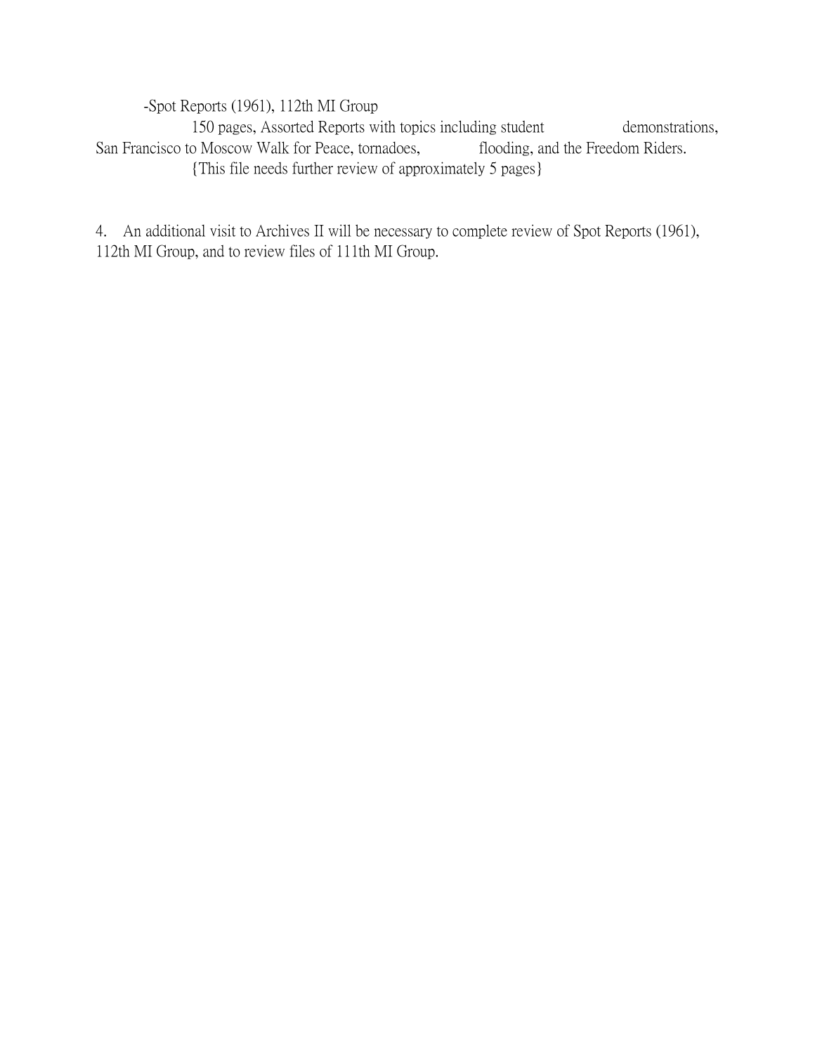-Spot Reports (1961), 112th MI Group

150 pages, Assorted Reports with topics including student demonstrations, San Francisco to Moscow Walk for Peace, tornadoes, flooding, and the Freedom Riders.

{This file needs further review of approximately 5 pages}

4. An additional visit to Archives II will be necessary to complete review of Spot Reports (1961), 112th MI Group, and to review files of 111th MI Group.